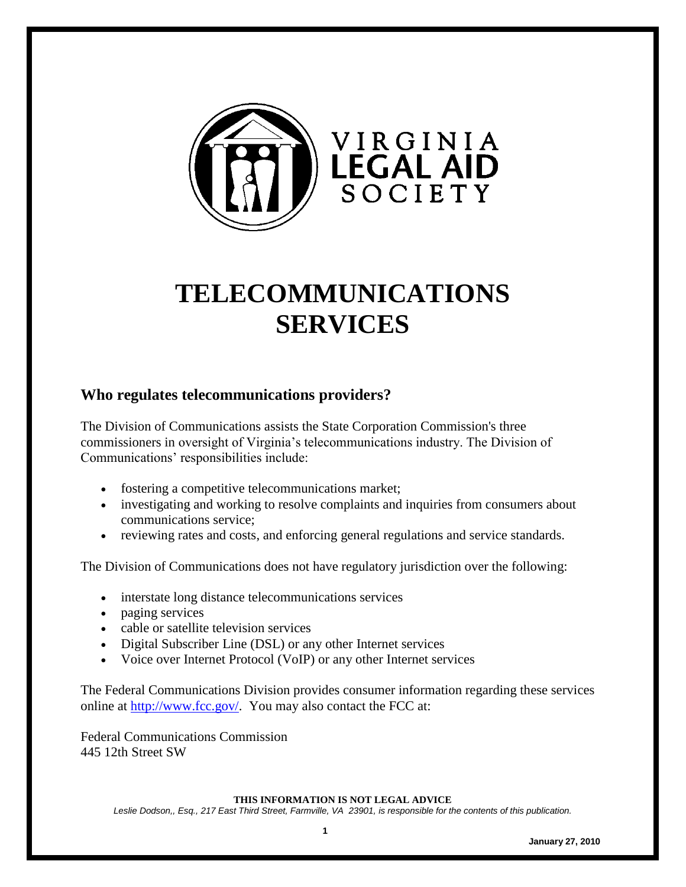VIRGINIA LEGAL AID SOCIETY

# TELECOMMUNICATIONS SERVICES

## Who regulates telecommunications providers?

The Division of Communications assists the State Corporation Commission's three commissioners in oversight of Virginia's telecommunications industry. The Division of Communications' responsibilities include:

- fostering a competitive telecommunications market;
- investigating and working to resolve complaints and inquiries from consumers about communications service;
- reviewing rates and costs, and enforcing general regulations and service standards.

The Division of Communications does not have regulatory jurisdiction over the following:

- interstate long distance telecommunications services
- paging services
- cable or satellite television services
- Digital Subscriber Line (DSL) or any other Internet services
- Voice over Internet Protocol (VoIP) or any other Internet services

The Federal Communications Division provides consumer information regarding these services online at http://www.fcc.gov/. You may also contact the FCC at:

Federal Communications Commission
445 12th Street SW

**THIS INFORMATION IS NOT LEGAL ADVICE**

*Leslie Dodson,, Esq., 217 East Third Street, Farmville, VA 23901, is responsible for the contents of this publication.*

**January 27, 2010**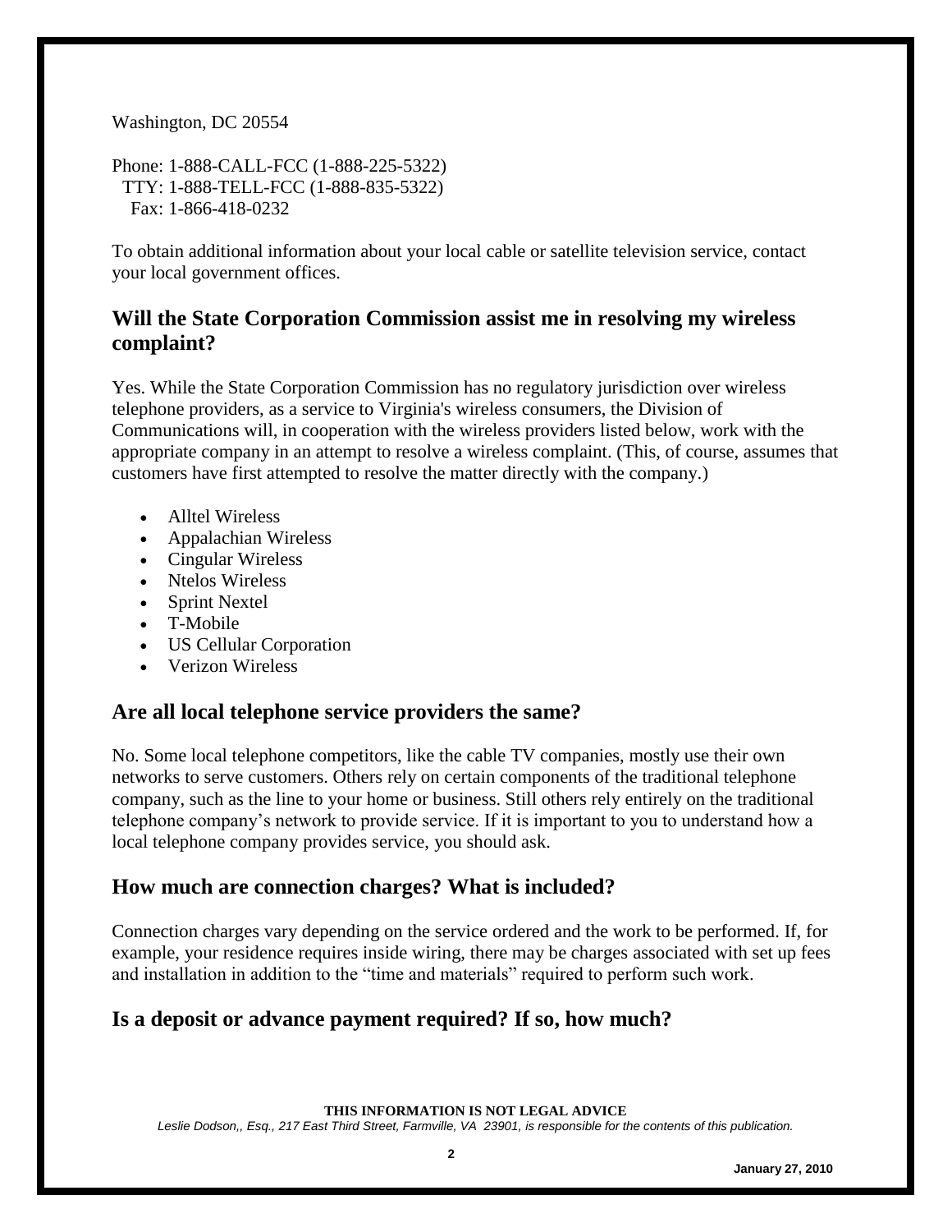Washington, DC 20554

Phone: 1-888-CALL-FCC (1-888-225-5322)
TTY: 1-888-TELL-FCC (1-888-835-5322)
Fax: 1-866-418-0232

To obtain additional information about your local cable or satellite television service, contact your local government offices.

## Will the State Corporation Commission assist me in resolving my wireless complaint?

Yes. While the State Corporation Commission has no regulatory jurisdiction over wireless telephone providers, as a service to Virginia's wireless consumers, the Division of Communications will, in cooperation with the wireless providers listed below, work with the appropriate company in an attempt to resolve a wireless complaint. (This, of course, assumes that customers have first attempted to resolve the matter directly with the company.)

- Alltel Wireless
- Appalachian Wireless
- Cingular Wireless
- Ntelos Wireless
- Sprint Nextel
- T-Mobile
- US Cellular Corporation
- Verizon Wireless

## Are all local telephone service providers the same?

No. Some local telephone competitors, like the cable TV companies, mostly use their own networks to serve customers. Others rely on certain components of the traditional telephone company, such as the line to your home or business. Still others rely entirely on the traditional telephone company's network to provide service. If it is important to you to understand how a local telephone company provides service, you should ask.

## How much are connection charges? What is included?

Connection charges vary depending on the service ordered and the work to be performed. If, for example, your residence requires inside wiring, there may be charges associated with set up fees and installation in addition to the "time and materials" required to perform such work.

## Is a deposit or advance payment required? If so, how much?

**THIS INFORMATION IS NOT LEGAL ADVICE**

*Leslie Dodson,, Esq., 217 East Third Street, Farmville, VA 23901, is responsible for the contents of this publication.*

**January 27, 2010**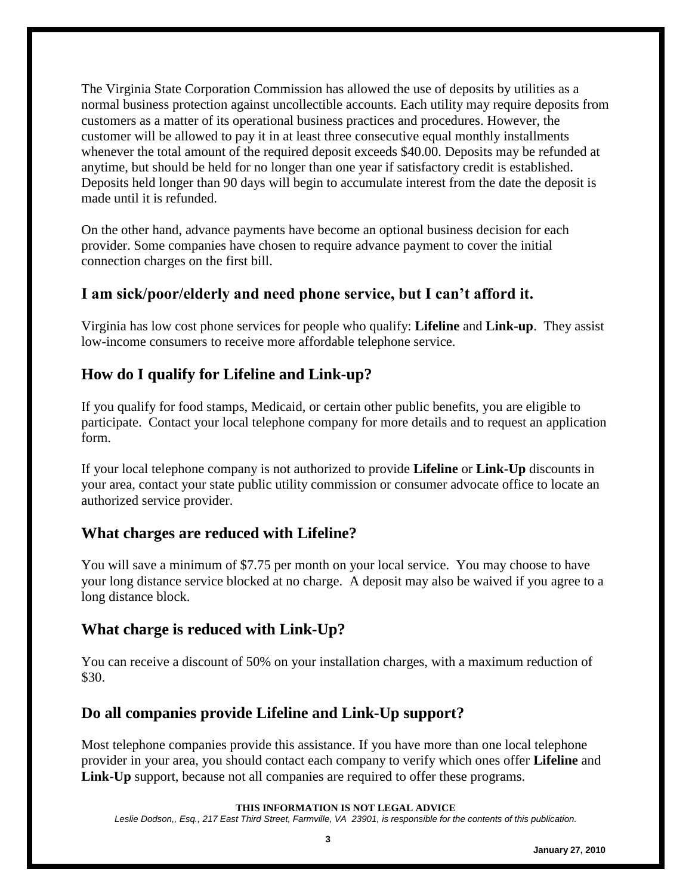The Virginia State Corporation Commission has allowed the use of deposits by utilities as a normal business protection against uncollectible accounts. Each utility may require deposits from customers as a matter of its operational business practices and procedures. However, the customer will be allowed to pay it in at least three consecutive equal monthly installments whenever the total amount of the required deposit exceeds $40.00. Deposits may be refunded at anytime, but should be held for no longer than one year if satisfactory credit is established. Deposits held longer than 90 days will begin to accumulate interest from the date the deposit is made until it is refunded.

On the other hand, advance payments have become an optional business decision for each provider. Some companies have chosen to require advance payment to cover the initial connection charges on the first bill.

## I am sick/poor/elderly and need phone service, but I can't afford it.

Virginia has low cost phone services for people who qualify: **Lifeline** and **Link-up**. They assist low-income consumers to receive more affordable telephone service.

## How do I qualify for Lifeline and Link-up?

If you qualify for food stamps, Medicaid, or certain other public benefits, you are eligible to participate. Contact your local telephone company for more details and to request an application form.

If your local telephone company is not authorized to provide **Lifeline** or **Link-Up** discounts in your area, contact your state public utility commission or consumer advocate office to locate an authorized service provider.

## What charges are reduced with Lifeline?

You will save a minimum of $7.75 per month on your local service. You may choose to have your long distance service blocked at no charge. A deposit may also be waived if you agree to a long distance block.

## What charge is reduced with Link-Up?

You can receive a discount of 50% on your installation charges, with a maximum reduction of $30.

## Do all companies provide Lifeline and Link-Up support?

Most telephone companies provide this assistance. If you have more than one local telephone provider in your area, you should contact each company to verify which ones offer **Lifeline** and **Link-Up** support, because not all companies are required to offer these programs.

**THIS INFORMATION IS NOT LEGAL ADVICE**

*Leslie Dodson,, Esq., 217 East Third Street, Farmville, VA 23901, is responsible for the contents of this publication.*

**January 27, 2010**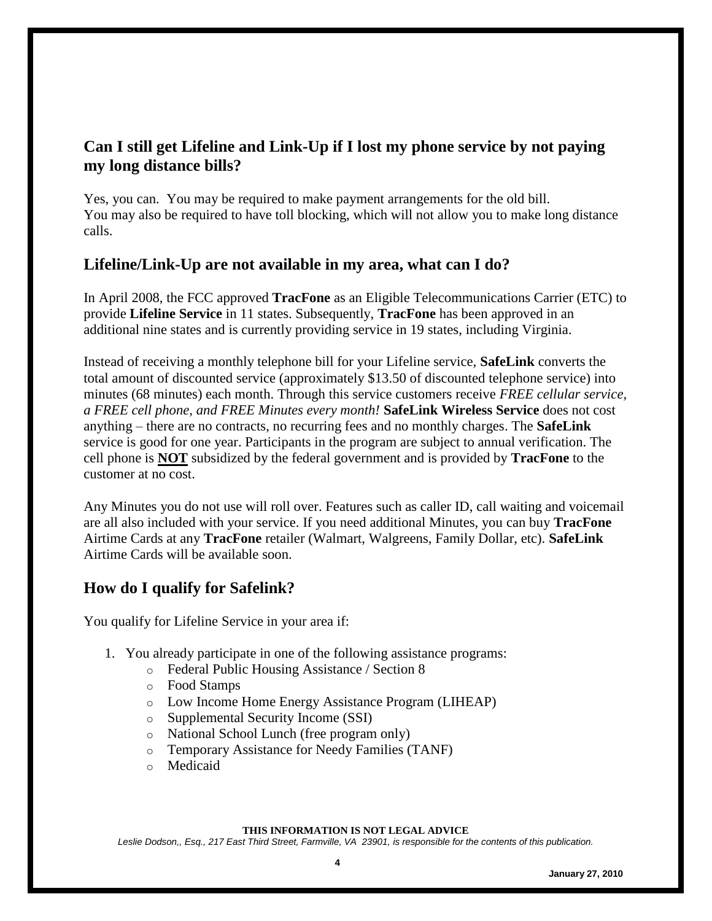## Can I still get Lifeline and Link-Up if I lost my phone service by not paying my long distance bills?

Yes, you can. You may be required to make payment arrangements for the old bill. You may also be required to have toll blocking, which will not allow you to make long distance calls.

## Lifeline/Link-Up are not available in my area, what can I do?

In April 2008, the FCC approved **TracFone** as an Eligible Telecommunications Carrier (ETC) to provide **Lifeline Service** in 11 states. Subsequently, **TracFone** has been approved in an additional nine states and is currently providing service in 19 states, including Virginia.

Instead of receiving a monthly telephone bill for your Lifeline service, **SafeLink** converts the total amount of discounted service (approximately $13.50 of discounted telephone service) into minutes (68 minutes) each month. Through this service customers receive *FREE cellular service, a FREE cell phone, and FREE Minutes every month!* **SafeLink Wireless Service** does not cost anything – there are no contracts, no recurring fees and no monthly charges. The **SafeLink** service is good for one year. Participants in the program are subject to annual verification. The cell phone is <u>**NOT**</u> subsidized by the federal government and is provided by **TracFone** to the customer at no cost.

Any Minutes you do not use will roll over. Features such as caller ID, call waiting and voicemail are all also included with your service. If you need additional Minutes, you can buy **TracFone** Airtime Cards at any **TracFone** retailer (Walmart, Walgreens, Family Dollar, etc). **SafeLink** Airtime Cards will be available soon.

## How do I qualify for Safelink?

You qualify for Lifeline Service in your area if:

1. You already participate in one of the following assistance programs:
   - Federal Public Housing Assistance / Section 8
   - Food Stamps
   - Low Income Home Energy Assistance Program (LIHEAP)
   - Supplemental Security Income (SSI)
   - National School Lunch (free program only)
   - Temporary Assistance for Needy Families (TANF)
   - Medicaid

**THIS INFORMATION IS NOT LEGAL ADVICE**

*Leslie Dodson,, Esq., 217 East Third Street, Farmville, VA 23901, is responsible for the contents of this publication.*

**January 27, 2010**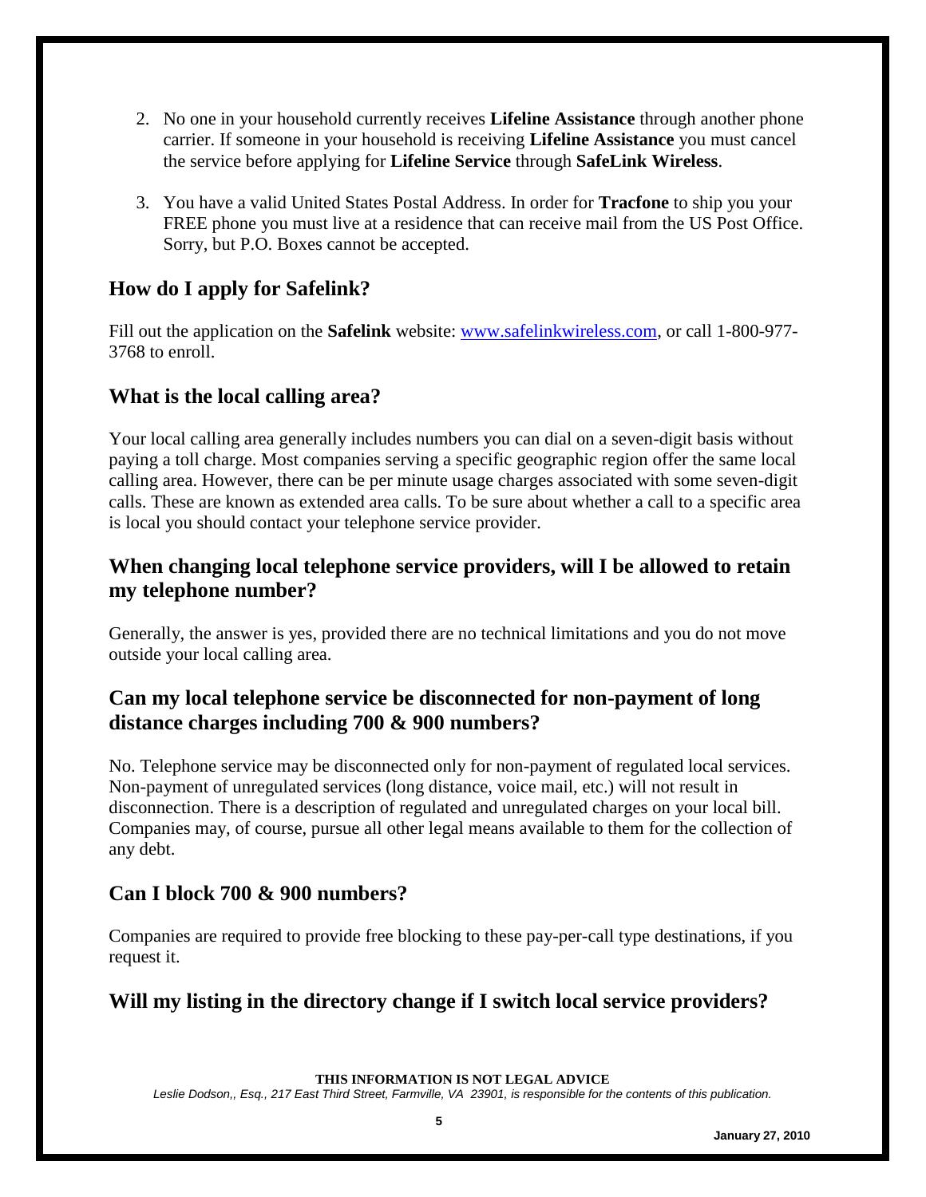2. No one in your household currently receives **Lifeline Assistance** through another phone carrier. If someone in your household is receiving **Lifeline Assistance** you must cancel the service before applying for **Lifeline Service** through **SafeLink Wireless**.

3. You have a valid United States Postal Address. In order for **Tracfone** to ship you your FREE phone you must live at a residence that can receive mail from the US Post Office. Sorry, but P.O. Boxes cannot be accepted.

## How do I apply for Safelink?

Fill out the application on the **Safelink** website: www.safelinkwireless.com, or call 1-800-977-3768 to enroll.

## What is the local calling area?

Your local calling area generally includes numbers you can dial on a seven-digit basis without paying a toll charge. Most companies serving a specific geographic region offer the same local calling area. However, there can be per minute usage charges associated with some seven-digit calls. These are known as extended area calls. To be sure about whether a call to a specific area is local you should contact your telephone service provider.

## When changing local telephone service providers, will I be allowed to retain my telephone number?

Generally, the answer is yes, provided there are no technical limitations and you do not move outside your local calling area.

## Can my local telephone service be disconnected for non-payment of long distance charges including 700 & 900 numbers?

No. Telephone service may be disconnected only for non-payment of regulated local services. Non-payment of unregulated services (long distance, voice mail, etc.) will not result in disconnection. There is a description of regulated and unregulated charges on your local bill. Companies may, of course, pursue all other legal means available to them for the collection of any debt.

## Can I block 700 & 900 numbers?

Companies are required to provide free blocking to these pay-per-call type destinations, if you request it.

## Will my listing in the directory change if I switch local service providers?

**THIS INFORMATION IS NOT LEGAL ADVICE**

*Leslie Dodson,, Esq., 217 East Third Street, Farmville, VA 23901, is responsible for the contents of this publication.*

**January 27, 2010**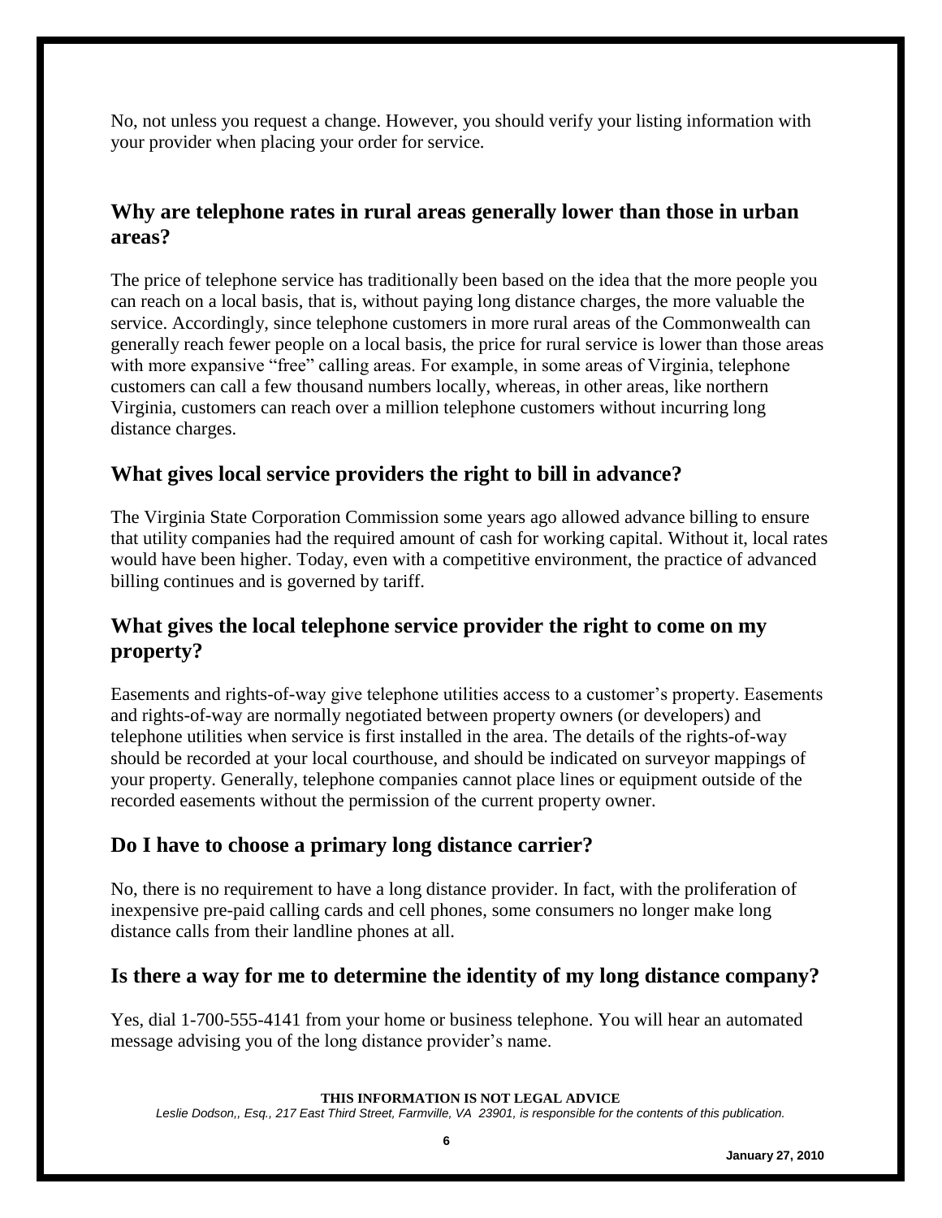No, not unless you request a change. However, you should verify your listing information with your provider when placing your order for service.

## Why are telephone rates in rural areas generally lower than those in urban areas?

The price of telephone service has traditionally been based on the idea that the more people you can reach on a local basis, that is, without paying long distance charges, the more valuable the service. Accordingly, since telephone customers in more rural areas of the Commonwealth can generally reach fewer people on a local basis, the price for rural service is lower than those areas with more expansive "free" calling areas. For example, in some areas of Virginia, telephone customers can call a few thousand numbers locally, whereas, in other areas, like northern Virginia, customers can reach over a million telephone customers without incurring long distance charges.

## What gives local service providers the right to bill in advance?

The Virginia State Corporation Commission some years ago allowed advance billing to ensure that utility companies had the required amount of cash for working capital. Without it, local rates would have been higher. Today, even with a competitive environment, the practice of advanced billing continues and is governed by tariff.

## What gives the local telephone service provider the right to come on my property?

Easements and rights-of-way give telephone utilities access to a customer's property. Easements and rights-of-way are normally negotiated between property owners (or developers) and telephone utilities when service is first installed in the area. The details of the rights-of-way should be recorded at your local courthouse, and should be indicated on surveyor mappings of your property. Generally, telephone companies cannot place lines or equipment outside of the recorded easements without the permission of the current property owner.

## Do I have to choose a primary long distance carrier?

No, there is no requirement to have a long distance provider. In fact, with the proliferation of inexpensive pre-paid calling cards and cell phones, some consumers no longer make long distance calls from their landline phones at all.

## Is there a way for me to determine the identity of my long distance company?

Yes, dial 1-700-555-4141 from your home or business telephone. You will hear an automated message advising you of the long distance provider's name.

**THIS INFORMATION IS NOT LEGAL ADVICE**

*Leslie Dodson,, Esq., 217 East Third Street, Farmville, VA 23901, is responsible for the contents of this publication.*

**January 27, 2010**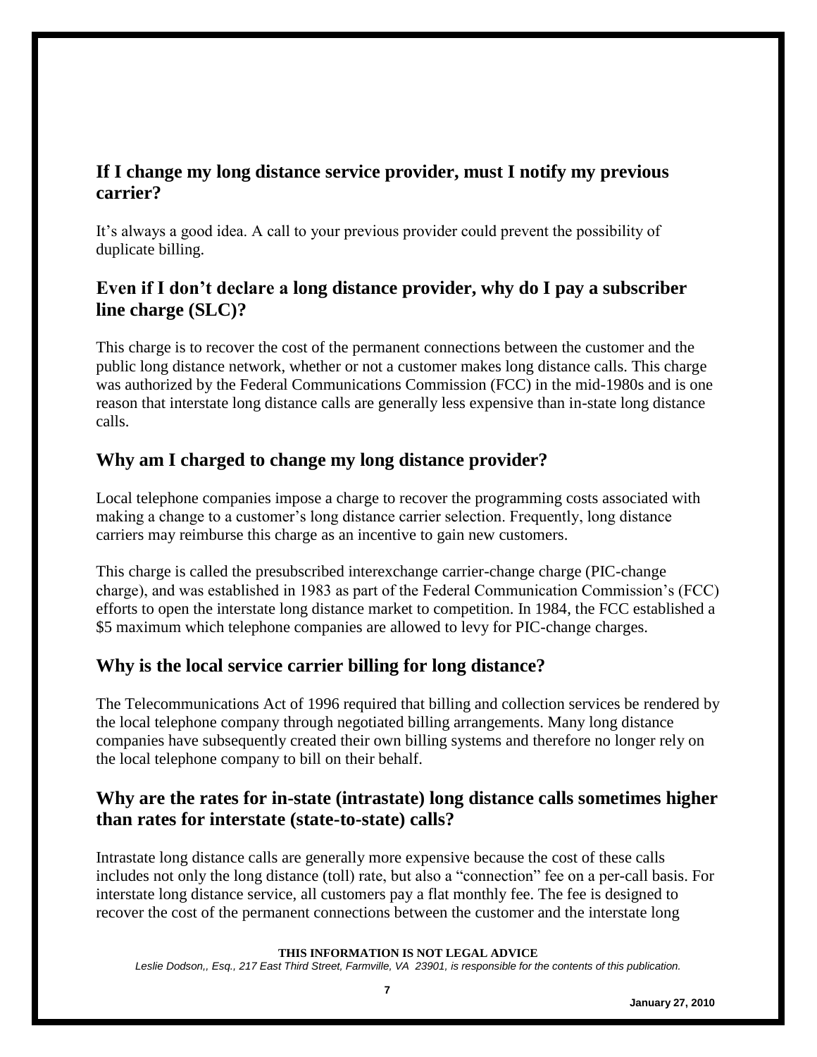## If I change my long distance service provider, must I notify my previous carrier?

It's always a good idea. A call to your previous provider could prevent the possibility of duplicate billing.

## Even if I don't declare a long distance provider, why do I pay a subscriber line charge (SLC)?

This charge is to recover the cost of the permanent connections between the customer and the public long distance network, whether or not a customer makes long distance calls. This charge was authorized by the Federal Communications Commission (FCC) in the mid-1980s and is one reason that interstate long distance calls are generally less expensive than in-state long distance calls.

## Why am I charged to change my long distance provider?

Local telephone companies impose a charge to recover the programming costs associated with making a change to a customer's long distance carrier selection. Frequently, long distance carriers may reimburse this charge as an incentive to gain new customers.

This charge is called the presubscribed interexchange carrier-change charge (PIC-change charge), and was established in 1983 as part of the Federal Communication Commission's (FCC) efforts to open the interstate long distance market to competition. In 1984, the FCC established a $5 maximum which telephone companies are allowed to levy for PIC-change charges.

## Why is the local service carrier billing for long distance?

The Telecommunications Act of 1996 required that billing and collection services be rendered by the local telephone company through negotiated billing arrangements. Many long distance companies have subsequently created their own billing systems and therefore no longer rely on the local telephone company to bill on their behalf.

## Why are the rates for in-state (intrastate) long distance calls sometimes higher than rates for interstate (state-to-state) calls?

Intrastate long distance calls are generally more expensive because the cost of these calls includes not only the long distance (toll) rate, but also a "connection" fee on a per-call basis. For interstate long distance service, all customers pay a flat monthly fee. The fee is designed to recover the cost of the permanent connections between the customer and the interstate long

**THIS INFORMATION IS NOT LEGAL ADVICE**

*Leslie Dodson,, Esq., 217 East Third Street, Farmville, VA 23901, is responsible for the contents of this publication.*

**January 27, 2010**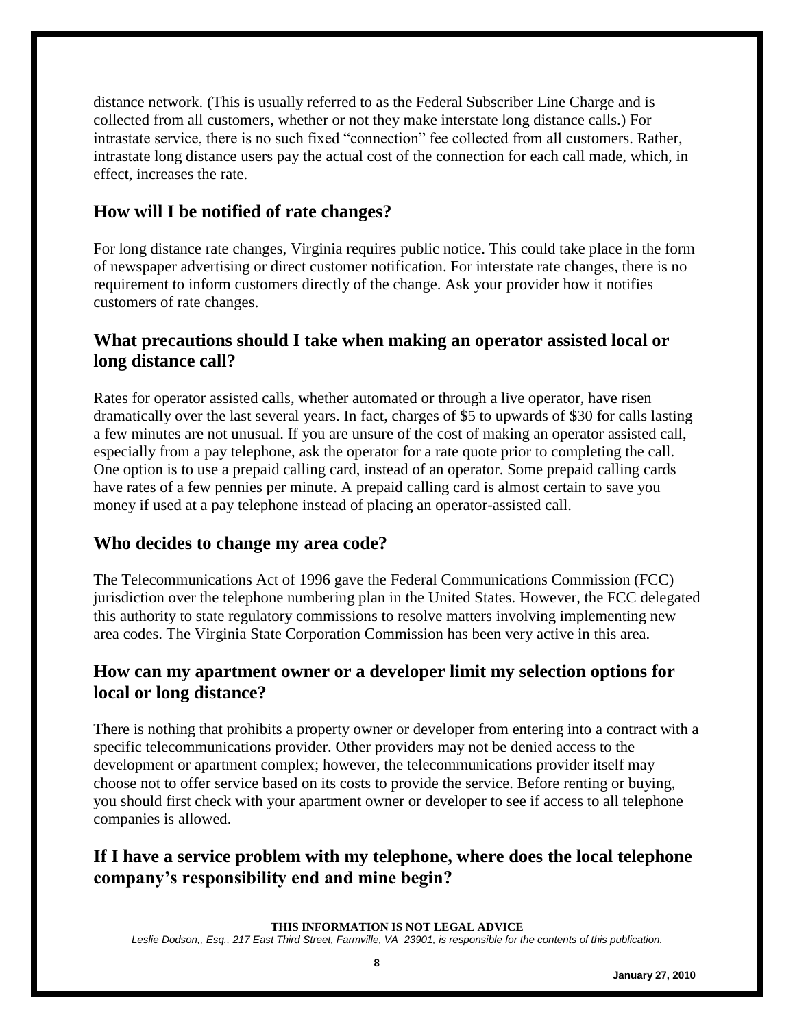distance network. (This is usually referred to as the Federal Subscriber Line Charge and is collected from all customers, whether or not they make interstate long distance calls.) For intrastate service, there is no such fixed "connection" fee collected from all customers. Rather, intrastate long distance users pay the actual cost of the connection for each call made, which, in effect, increases the rate.

## How will I be notified of rate changes?

For long distance rate changes, Virginia requires public notice. This could take place in the form of newspaper advertising or direct customer notification. For interstate rate changes, there is no requirement to inform customers directly of the change. Ask your provider how it notifies customers of rate changes.

## What precautions should I take when making an operator assisted local or long distance call?

Rates for operator assisted calls, whether automated or through a live operator, have risen dramatically over the last several years. In fact, charges of $5 to upwards of $30 for calls lasting a few minutes are not unusual. If you are unsure of the cost of making an operator assisted call, especially from a pay telephone, ask the operator for a rate quote prior to completing the call. One option is to use a prepaid calling card, instead of an operator. Some prepaid calling cards have rates of a few pennies per minute. A prepaid calling card is almost certain to save you money if used at a pay telephone instead of placing an operator-assisted call.

## Who decides to change my area code?

The Telecommunications Act of 1996 gave the Federal Communications Commission (FCC) jurisdiction over the telephone numbering plan in the United States. However, the FCC delegated this authority to state regulatory commissions to resolve matters involving implementing new area codes. The Virginia State Corporation Commission has been very active in this area.

## How can my apartment owner or a developer limit my selection options for local or long distance?

There is nothing that prohibits a property owner or developer from entering into a contract with a specific telecommunications provider. Other providers may not be denied access to the development or apartment complex; however, the telecommunications provider itself may choose not to offer service based on its costs to provide the service. Before renting or buying, you should first check with your apartment owner or developer to see if access to all telephone companies is allowed.

## If I have a service problem with my telephone, where does the local telephone company's responsibility end and mine begin?

**THIS INFORMATION IS NOT LEGAL ADVICE**

*Leslie Dodson,, Esq., 217 East Third Street, Farmville, VA 23901, is responsible for the contents of this publication.*

**January 27, 2010**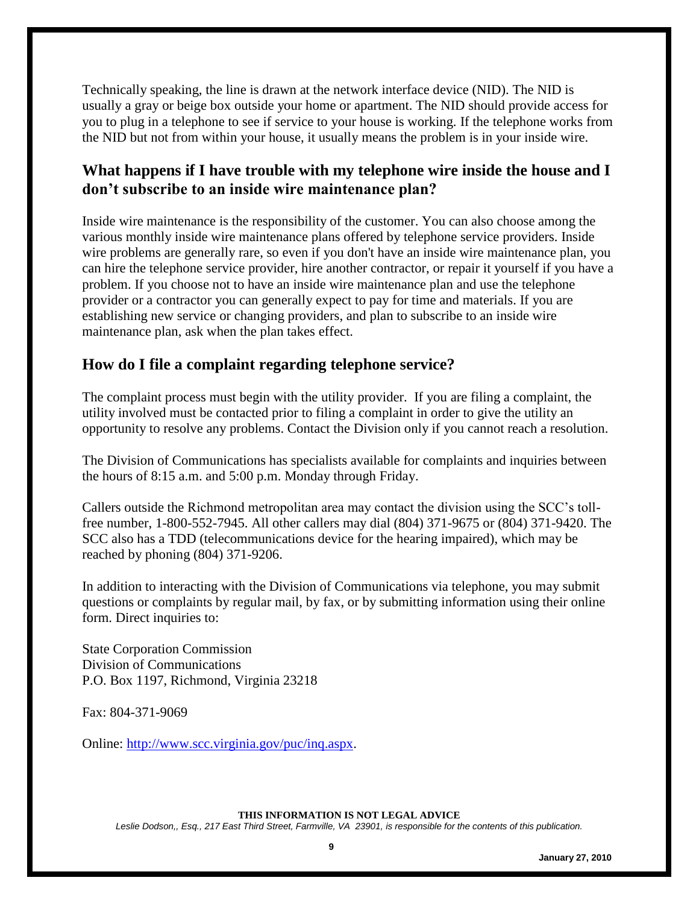Technically speaking, the line is drawn at the network interface device (NID). The NID is usually a gray or beige box outside your home or apartment. The NID should provide access for you to plug in a telephone to see if service to your house is working. If the telephone works from the NID but not from within your house, it usually means the problem is in your inside wire.

## What happens if I have trouble with my telephone wire inside the house and I don't subscribe to an inside wire maintenance plan?

Inside wire maintenance is the responsibility of the customer. You can also choose among the various monthly inside wire maintenance plans offered by telephone service providers. Inside wire problems are generally rare, so even if you don't have an inside wire maintenance plan, you can hire the telephone service provider, hire another contractor, or repair it yourself if you have a problem. If you choose not to have an inside wire maintenance plan and use the telephone provider or a contractor you can generally expect to pay for time and materials. If you are establishing new service or changing providers, and plan to subscribe to an inside wire maintenance plan, ask when the plan takes effect.

## How do I file a complaint regarding telephone service?

The complaint process must begin with the utility provider. If you are filing a complaint, the utility involved must be contacted prior to filing a complaint in order to give the utility an opportunity to resolve any problems. Contact the Division only if you cannot reach a resolution.

The Division of Communications has specialists available for complaints and inquiries between the hours of 8:15 a.m. and 5:00 p.m. Monday through Friday.

Callers outside the Richmond metropolitan area may contact the division using the SCC's toll-free number, 1-800-552-7945. All other callers may dial (804) 371-9675 or (804) 371-9420. The SCC also has a TDD (telecommunications device for the hearing impaired), which may be reached by phoning (804) 371-9206.

In addition to interacting with the Division of Communications via telephone, you may submit questions or complaints by regular mail, by fax, or by submitting information using their online form. Direct inquiries to:

State Corporation Commission
Division of Communications
P.O. Box 1197, Richmond, Virginia 23218

Fax: 804-371-9069

Online: [http://www.scc.virginia.gov/puc/inq.aspx](http://www.scc.virginia.gov/puc/inq.aspx).

**THIS INFORMATION IS NOT LEGAL ADVICE**

*Leslie Dodson,, Esq., 217 East Third Street, Farmville, VA 23901, is responsible for the contents of this publication.*

**January 27, 2010**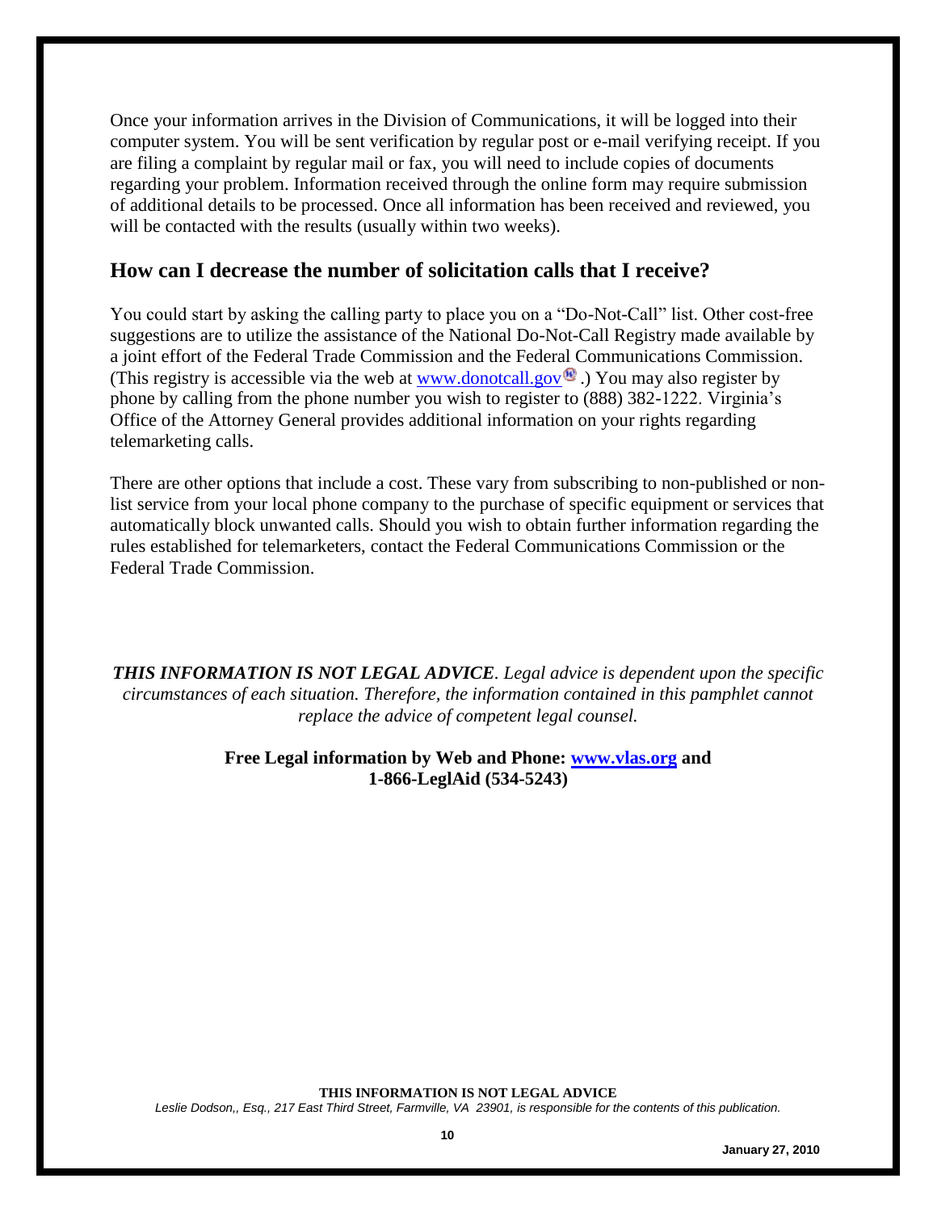Once your information arrives in the Division of Communications, it will be logged into their computer system. You will be sent verification by regular post or e-mail verifying receipt. If you are filing a complaint by regular mail or fax, you will need to include copies of documents regarding your problem. Information received through the online form may require submission of additional details to be processed. Once all information has been received and reviewed, you will be contacted with the results (usually within two weeks).

## How can I decrease the number of solicitation calls that I receive?

You could start by asking the calling party to place you on a "Do-Not-Call" list. Other cost-free suggestions are to utilize the assistance of the National Do-Not-Call Registry made available by a joint effort of the Federal Trade Commission and the Federal Communications Commission. (This registry is accessible via the web at [www.donotcall.gov](http://www.donotcall.gov).) You may also register by phone by calling from the phone number you wish to register to (888) 382-1222. Virginia's Office of the Attorney General provides additional information on your rights regarding telemarketing calls.

There are other options that include a cost. These vary from subscribing to non-published or non-list service from your local phone company to the purchase of specific equipment or services that automatically block unwanted calls. Should you wish to obtain further information regarding the rules established for telemarketers, contact the Federal Communications Commission or the Federal Trade Commission.

***THIS INFORMATION IS NOT LEGAL ADVICE****. Legal advice is dependent upon the specific circumstances of each situation. Therefore, the information contained in this pamphlet cannot replace the advice of competent legal counsel.*

**Free Legal information by Web and Phone: [www.vlas.org](http://www.vlas.org) and 1-866-LeglAid (534-5243)**